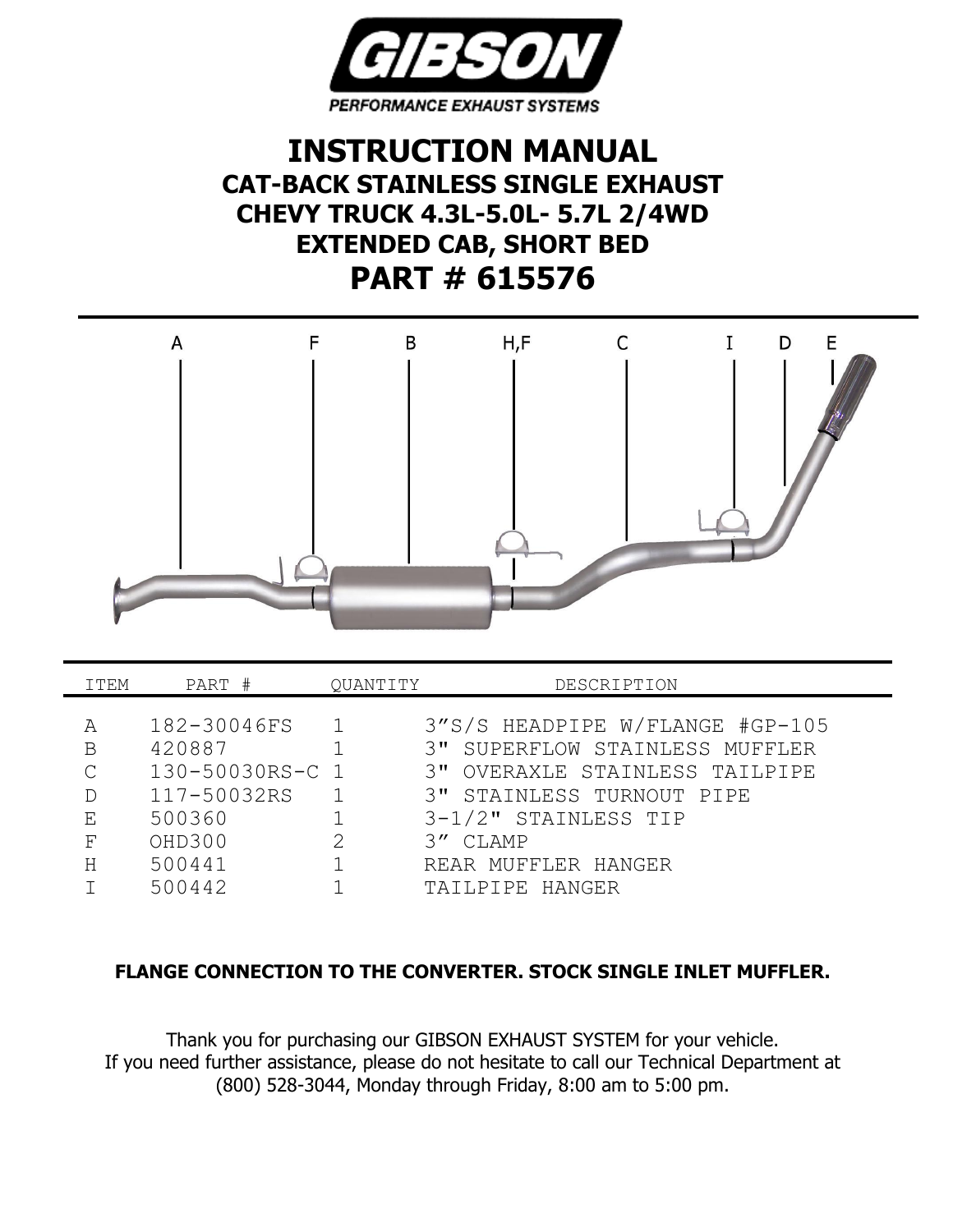GIBSON

PERFORMANCE EXHAUST SYSTEMS

# INSTRUCTION MANUAL

## CAT-BACK STAINLESS SINGLE EXHAUST
## CHEVY TRUCK 4.3L-5.0L- 5.7L 2/4WD
## EXTENDED CAB, SHORT BED
# PART # 615576

| ITEM | PART # | QUANTITY | DESCRIPTION |
|---|---|---|---|
| A | 182-30046FS | 1 | 3"S/S HEADPIPE W/FLANGE #GP-105 |
| B | 420887 | 1 | 3" SUPERFLOW STAINLESS MUFFLER |
| C | 130-50030RS-C | 1 | 3" OVERAXLE STAINLESS TAILPIPE |
| D | 117-50032RS | 1 | 3" STAINLESS TURNOUT PIPE |
| E | 500360 | 1 | 3-1/2" STAINLESS TIP |
| F | OHD300 | 2 | 3" CLAMP |
| H | 500441 | 1 | REAR MUFFLER HANGER |
| I | 500442 | 1 | TAILPIPE HANGER |

**FLANGE CONNECTION TO THE CONVERTER. STOCK SINGLE INLET MUFFLER.**

Thank you for purchasing our GIBSON EXHAUST SYSTEM for your vehicle.
If you need further assistance, please do not hesitate to call our Technical Department at (800) 528-3044, Monday through Friday, 8:00 am to 5:00 pm.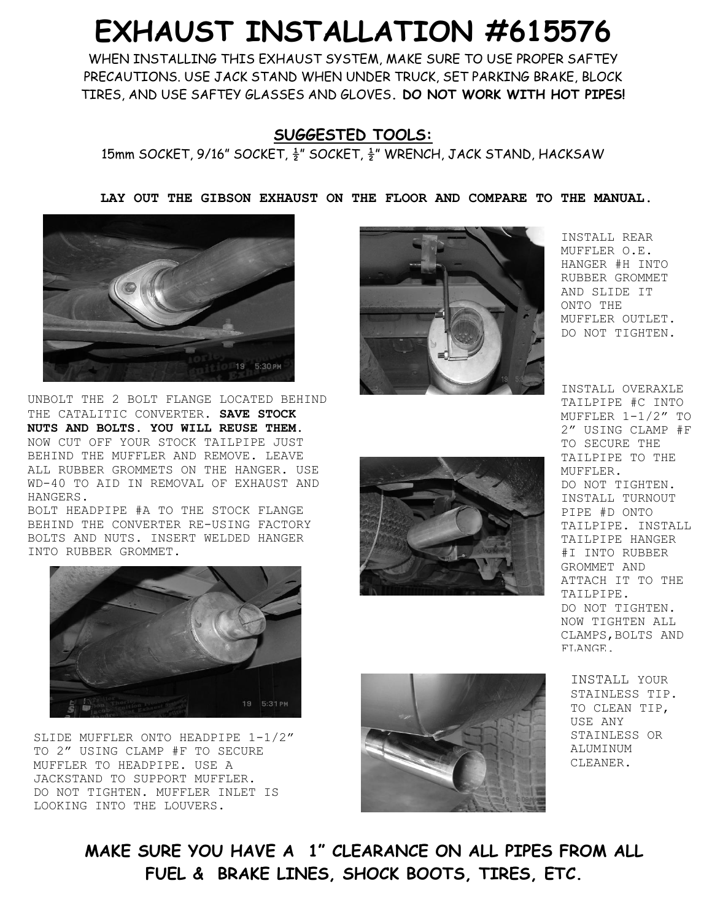# EXHAUST INSTALLATION #615576

WHEN INSTALLING THIS EXHAUST SYSTEM, MAKE SURE TO USE PROPER SAFTEY PRECAUTIONS. USE JACK STAND WHEN UNDER TRUCK, SET PARKING BRAKE, BLOCK TIRES, AND USE SAFTEY GLASSES AND GLOVES. **DO NOT WORK WITH HOT PIPES!**

## SUGGESTED TOOLS:

15mm SOCKET, 9/16" SOCKET, ½" SOCKET, ½" WRENCH, JACK STAND, HACKSAW

**LAY OUT THE GIBSON EXHAUST ON THE FLOOR AND COMPARE TO THE MANUAL.**

UNBOLT THE 2 BOLT FLANGE LOCATED BEHIND THE CATALITIC CONVERTER. **SAVE STOCK NUTS AND BOLTS. YOU WILL REUSE THEM.** NOW CUT OFF YOUR STOCK TAILPIPE JUST BEHIND THE MUFFLER AND REMOVE. LEAVE ALL RUBBER GROMMETS ON THE HANGER. USE WD-40 TO AID IN REMOVAL OF EXHAUST AND HANGERS.
BOLT HEADPIPE #A TO THE STOCK FLANGE BEHIND THE CONVERTER RE-USING FACTORY BOLTS AND NUTS. INSERT WELDED HANGER INTO RUBBER GROMMET.

SLIDE MUFFLER ONTO HEADPIPE 1-1/2" TO 2" USING CLAMP #F TO SECURE MUFFLER TO HEADPIPE. USE A JACKSTAND TO SUPPORT MUFFLER. DO NOT TIGHTEN. MUFFLER INLET IS LOOKING INTO THE LOUVERS.

INSTALL REAR MUFFLER O.E. HANGER #H INTO RUBBER GROMMET AND SLIDE IT ONTO THE MUFFLER OUTLET. DO NOT TIGHTEN.

INSTALL OVERAXLE TAILPIPE #C INTO MUFFLER 1-1/2" TO 2" USING CLAMP #F TO SECURE THE TAILPIPE TO THE MUFFLER.
DO NOT TIGHTEN. INSTALL TURNOUT PIPE #D ONTO TAILPIPE. INSTALL TAILPIPE HANGER #I INTO RUBBER GROMMET AND ATTACH IT TO THE TAILPIPE.
DO NOT TIGHTEN. NOW TIGHTEN ALL CLAMPS, BOLTS AND FLANGE.

INSTALL YOUR STAINLESS TIP. TO CLEAN TIP, USE ANY STAINLESS OR ALUMINUM CLEANER.

**MAKE SURE YOU HAVE A 1" CLEARANCE ON ALL PIPES FROM ALL FUEL & BRAKE LINES, SHOCK BOOTS, TIRES, ETC.**